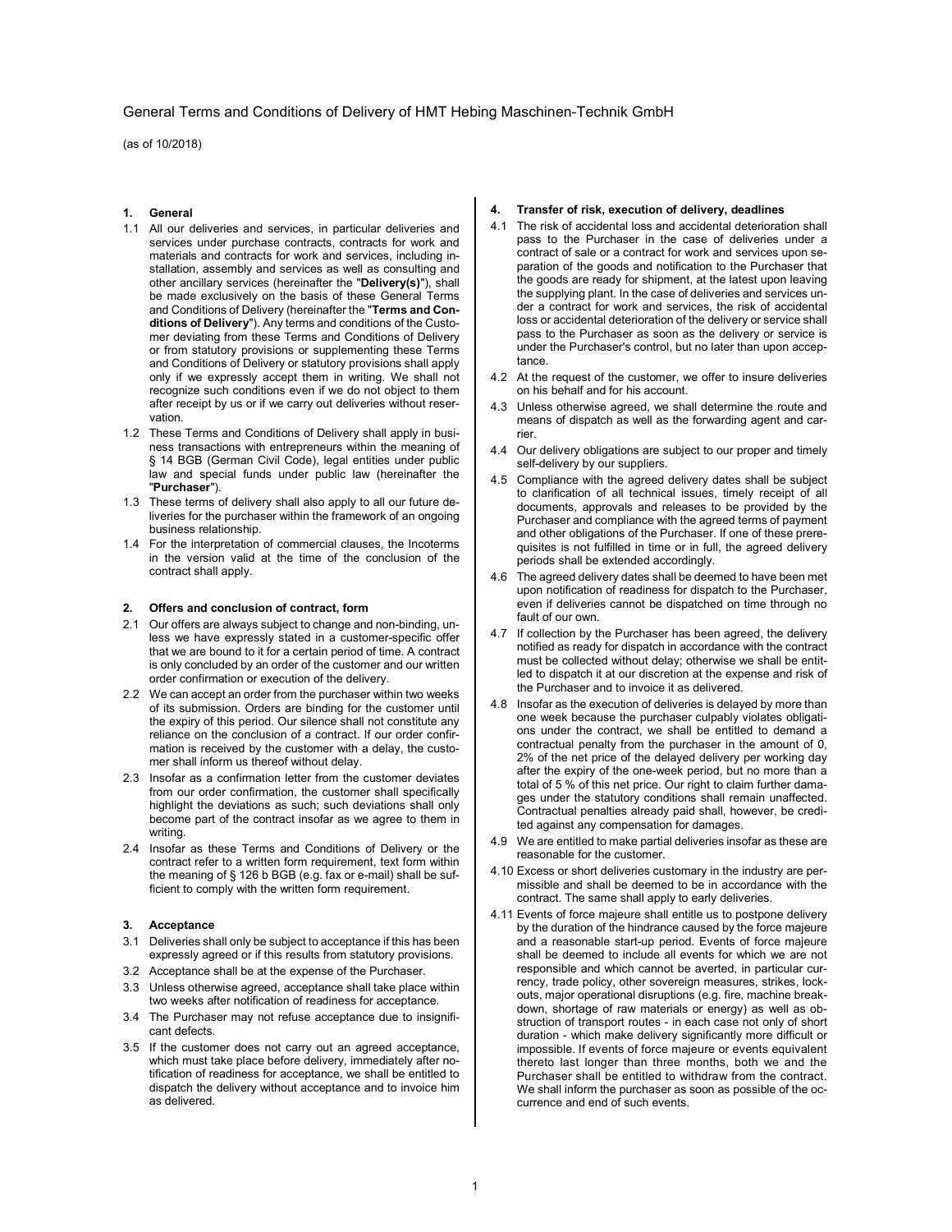# General Terms and Conditions of Delivery of HMT Hebing Maschinen-Technik GmbH

(as of 10/2018)

## 1. General

1.1 All our deliveries and services, in particular deliveries and services under purchase contracts, contracts for work and materials and contracts for work and services, including installation, assembly and services as well as consulting and other ancillary services (hereinafter the "**Delivery(s)**"), shall be made exclusively on the basis of these General Terms and Conditions of Delivery (hereinafter the "**Terms and Conditions of Delivery**"). Any terms and conditions of the Customer deviating from these Terms and Conditions of Delivery or from statutory provisions or supplementing these Terms and Conditions of Delivery or statutory provisions shall apply only if we expressly accept them in writing. We shall not recognize such conditions even if we do not object to them after receipt by us or if we carry out deliveries without reservation.

1.2 These Terms and Conditions of Delivery shall apply in business transactions with entrepreneurs within the meaning of § 14 BGB (German Civil Code), legal entities under public law and special funds under public law (hereinafter the "**Purchaser**").

1.3 These terms of delivery shall also apply to all our future deliveries for the purchaser within the framework of an ongoing business relationship.

1.4 For the interpretation of commercial clauses, the Incoterms in the version valid at the time of the conclusion of the contract shall apply.

## 2. Offers and conclusion of contract, form

2.1 Our offers are always subject to change and non-binding, unless we have expressly stated in a customer-specific offer that we are bound to it for a certain period of time. A contract is only concluded by an order of the customer and our written order confirmation or execution of the delivery.

2.2 We can accept an order from the purchaser within two weeks of its submission. Orders are binding for the customer until the expiry of this period. Our silence shall not constitute any reliance on the conclusion of a contract. If our order confirmation is received by the customer with a delay, the customer shall inform us thereof without delay.

2.3 Insofar as a confirmation letter from the customer deviates from our order confirmation, the customer shall specifically highlight the deviations as such; such deviations shall only become part of the contract insofar as we agree to them in writing.

2.4 Insofar as these Terms and Conditions of Delivery or the contract refer to a written form requirement, text form within the meaning of § 126 b BGB (e.g. fax or e-mail) shall be sufficient to comply with the written form requirement.

## 3. Acceptance

3.1 Deliveries shall only be subject to acceptance if this has been expressly agreed or if this results from statutory provisions.

3.2 Acceptance shall be at the expense of the Purchaser.

3.3 Unless otherwise agreed, acceptance shall take place within two weeks after notification of readiness for acceptance.

3.4 The Purchaser may not refuse acceptance due to insignificant defects.

3.5 If the customer does not carry out an agreed acceptance, which must take place before delivery, immediately after notification of readiness for acceptance, we shall be entitled to dispatch the delivery without acceptance and to invoice him as delivered.

## 4. Transfer of risk, execution of delivery, deadlines

4.1 The risk of accidental loss and accidental deterioration shall pass to the Purchaser in the case of deliveries under a contract of sale or a contract for work and services upon separation of the goods and notification to the Purchaser that the goods are ready for shipment, at the latest upon leaving the supplying plant. In the case of deliveries and services under a contract for work and services, the risk of accidental loss or accidental deterioration of the delivery or service shall pass to the Purchaser as soon as the delivery or service is under the Purchaser's control, but no later than upon acceptance.

4.2 At the request of the customer, we offer to insure deliveries on his behalf and for his account.

4.3 Unless otherwise agreed, we shall determine the route and means of dispatch as well as the forwarding agent and carrier.

4.4 Our delivery obligations are subject to our proper and timely self-delivery by our suppliers.

4.5 Compliance with the agreed delivery dates shall be subject to clarification of all technical issues, timely receipt of all documents, approvals and releases to be provided by the Purchaser and compliance with the agreed terms of payment and other obligations of the Purchaser. If one of these prerequisites is not fulfilled in time or in full, the agreed delivery periods shall be extended accordingly.

4.6 The agreed delivery dates shall be deemed to have been met upon notification of readiness for dispatch to the Purchaser, even if deliveries cannot be dispatched on time through no fault of our own.

4.7 If collection by the Purchaser has been agreed, the delivery notified as ready for dispatch in accordance with the contract must be collected without delay; otherwise we shall be entitled to dispatch it at our discretion at the expense and risk of the Purchaser and to invoice it as delivered.

4.8 Insofar as the execution of deliveries is delayed by more than one week because the purchaser culpably violates obligations under the contract, we shall be entitled to demand a contractual penalty from the purchaser in the amount of 0, 2% of the net price of the delayed delivery per working day after the expiry of the one-week period, but no more than a total of 5 % of this net price. Our right to claim further damages under the statutory conditions shall remain unaffected. Contractual penalties already paid shall, however, be credited against any compensation for damages.

4.9 We are entitled to make partial deliveries insofar as these are reasonable for the customer.

4.10 Excess or short deliveries customary in the industry are permissible and shall be deemed to be in accordance with the contract. The same shall apply to early deliveries.

4.11 Events of force majeure shall entitle us to postpone delivery by the duration of the hindrance caused by the force majeure and a reasonable start-up period. Events of force majeure shall be deemed to include all events for which we are not responsible and which cannot be averted, in particular currency, trade policy, other sovereign measures, strikes, lockouts, major operational disruptions (e.g. fire, machine breakdown, shortage of raw materials or energy) as well as obstruction of transport routes - in each case not only of short duration - which make delivery significantly more difficult or impossible. If events of force majeure or events equivalent thereto last longer than three months, both we and the Purchaser shall be entitled to withdraw from the contract. We shall inform the purchaser as soon as possible of the occurrence and end of such events.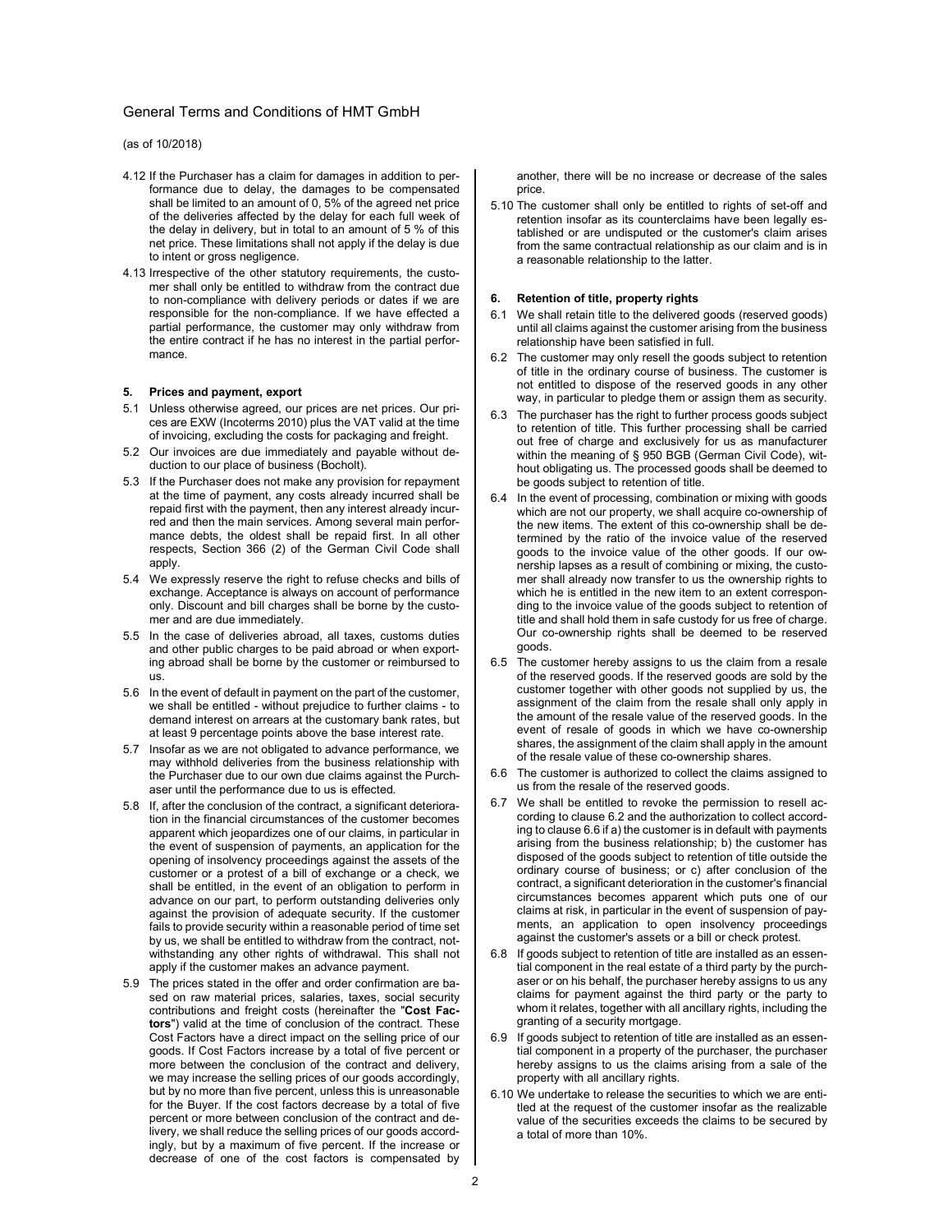4.12 If the Purchaser has a claim for damages in addition to performance due to delay, the damages to be compensated shall be limited to an amount of 0, 5% of the agreed net price of the deliveries affected by the delay for each full week of the delay in delivery, but in total to an amount of 5 % of this net price. These limitations shall not apply if the delay is due to intent or gross negligence.

4.13 Irrespective of the other statutory requirements, the customer shall only be entitled to withdraw from the contract due to non-compliance with delivery periods or dates if we are responsible for the non-compliance. If we have effected a partial performance, the customer may only withdraw from the entire contract if he has no interest in the partial performance.

## 5. Prices and payment, export

5.1 Unless otherwise agreed, our prices are net prices. Our prices are EXW (Incoterms 2010) plus the VAT valid at the time of invoicing, excluding the costs for packaging and freight.

5.2 Our invoices are due immediately and payable without deduction to our place of business (Bocholt).

5.3 If the Purchaser does not make any provision for repayment at the time of payment, any costs already incurred shall be repaid first with the payment, then any interest already incurred and then the main services. Among several main performance debts, the oldest shall be repaid first. In all other respects, Section 366 (2) of the German Civil Code shall apply.

5.4 We expressly reserve the right to refuse checks and bills of exchange. Acceptance is always on account of performance only. Discount and bill charges shall be borne by the customer and are due immediately.

5.5 In the case of deliveries abroad, all taxes, customs duties and other public charges to be paid abroad or when exporting abroad shall be borne by the customer or reimbursed to us.

5.6 In the event of default in payment on the part of the customer, we shall be entitled - without prejudice to further claims - to demand interest on arrears at the customary bank rates, but at least 9 percentage points above the base interest rate.

5.7 Insofar as we are not obligated to advance performance, we may withhold deliveries from the business relationship with the Purchaser due to our own due claims against the Purchaser until the performance due to us is effected.

5.8 If, after the conclusion of the contract, a significant deterioration in the financial circumstances of the customer becomes apparent which jeopardizes one of our claims, in particular in the event of suspension of payments, an application for the opening of insolvency proceedings against the assets of the customer or a protest of a bill of exchange or a check, we shall be entitled, in the event of an obligation to perform in advance on our part, to perform outstanding deliveries only against the provision of adequate security. If the customer fails to provide security within a reasonable period of time set by us, we shall be entitled to withdraw from the contract, notwithstanding any other rights of withdrawal. This shall not apply if the customer makes an advance payment.

5.9 The prices stated in the offer and order confirmation are based on raw material prices, salaries, taxes, social security contributions and freight costs (hereinafter the "**Cost Factors**") valid at the time of conclusion of the contract. These Cost Factors have a direct impact on the selling price of our goods. If Cost Factors increase by a total of five percent or more between the conclusion of the contract and delivery, we may increase the selling prices of our goods accordingly, but by no more than five percent, unless this is unreasonable for the Buyer. If the cost factors decrease by a total of five percent or more between conclusion of the contract and delivery, we shall reduce the selling prices of our goods accordingly, but by a maximum of five percent. If the increase or decrease of one of the cost factors is compensated by another, there will be no increase or decrease of the sales price.

5.10 The customer shall only be entitled to rights of set-off and retention insofar as its counterclaims have been legally established or are undisputed or the customer's claim arises from the same contractual relationship as our claim and is in a reasonable relationship to the latter.

## 6. Retention of title, property rights

6.1 We shall retain title to the delivered goods (reserved goods) until all claims against the customer arising from the business relationship have been satisfied in full.

6.2 The customer may only resell the goods subject to retention of title in the ordinary course of business. The customer is not entitled to dispose of the reserved goods in any other way, in particular to pledge them or assign them as security.

6.3 The purchaser has the right to further process goods subject to retention of title. This further processing shall be carried out free of charge and exclusively for us as manufacturer within the meaning of § 950 BGB (German Civil Code), without obligating us. The processed goods shall be deemed to be goods subject to retention of title.

6.4 In the event of processing, combination or mixing with goods which are not our property, we shall acquire co-ownership of the new items. The extent of this co-ownership shall be determined by the ratio of the invoice value of the reserved goods to the invoice value of the other goods. If our ownership lapses as a result of combining or mixing, the customer shall already now transfer to us the ownership rights to which he is entitled in the new item to an extent corresponding to the invoice value of the goods subject to retention of title and shall hold them in safe custody for us free of charge. Our co-ownership rights shall be deemed to be reserved goods.

6.5 The customer hereby assigns to us the claim from a resale of the reserved goods. If the reserved goods are sold by the customer together with other goods not supplied by us, the assignment of the claim from the resale shall only apply in the amount of the resale value of the reserved goods. In the event of resale of goods in which we have co-ownership shares, the assignment of the claim shall apply in the amount of the resale value of these co-ownership shares.

6.6 The customer is authorized to collect the claims assigned to us from the resale of the reserved goods.

6.7 We shall be entitled to revoke the permission to resell according to clause 6.2 and the authorization to collect according to clause 6.6 if a) the customer is in default with payments arising from the business relationship; b) the customer has disposed of the goods subject to retention of title outside the ordinary course of business; or c) after conclusion of the contract, a significant deterioration in the customer's financial circumstances becomes apparent which puts one of our claims at risk, in particular in the event of suspension of payments, an application to open insolvency proceedings against the customer's assets or a bill or check protest.

6.8 If goods subject to retention of title are installed as an essential component in the real estate of a third party by the purchaser or on his behalf, the purchaser hereby assigns to us any claims for payment against the third party or the party to whom it relates, together with all ancillary rights, including the granting of a security mortgage.

6.9 If goods subject to retention of title are installed as an essential component in a property of the purchaser, the purchaser hereby assigns to us the claims arising from a sale of the property with all ancillary rights.

6.10 We undertake to release the securities to which we are entitled at the request of the customer insofar as the realizable value of the securities exceeds the claims to be secured by a total of more than 10%.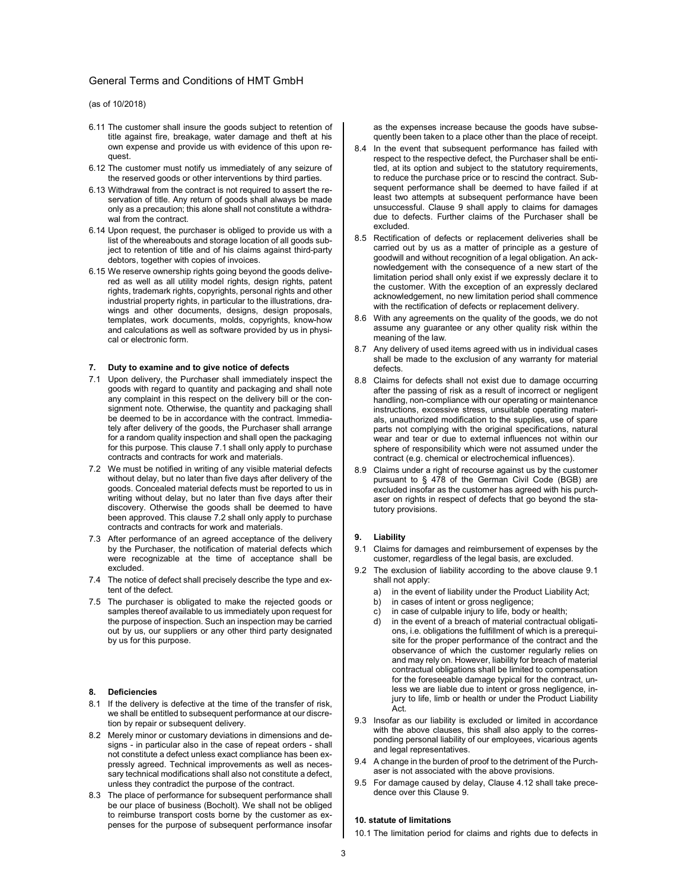6.11 The customer shall insure the goods subject to retention of title against fire, breakage, water damage and theft at his own expense and provide us with evidence of this upon request.

6.12 The customer must notify us immediately of any seizure of the reserved goods or other interventions by third parties.

6.13 Withdrawal from the contract is not required to assert the reservation of title. Any return of goods shall always be made only as a precaution; this alone shall not constitute a withdrawal from the contract.

6.14 Upon request, the purchaser is obliged to provide us with a list of the whereabouts and storage location of all goods subject to retention of title and of his claims against third-party debtors, together with copies of invoices.

6.15 We reserve ownership rights going beyond the goods delivered as well as all utility model rights, design rights, patent rights, trademark rights, copyrights, personal rights and other industrial property rights, in particular to the illustrations, drawings and other documents, designs, design proposals, templates, work documents, molds, copyrights, know-how and calculations as well as software provided by us in physical or electronic form.

## 7. Duty to examine and to give notice of defects

7.1 Upon delivery, the Purchaser shall immediately inspect the goods with regard to quantity and packaging and shall note any complaint in this respect on the delivery bill or the consignment note. Otherwise, the quantity and packaging shall be deemed to be in accordance with the contract. Immediately after delivery of the goods, the Purchaser shall arrange for a random quality inspection and shall open the packaging for this purpose. This clause 7.1 shall only apply to purchase contracts and contracts for work and materials.

7.2 We must be notified in writing of any visible material defects without delay, but no later than five days after delivery of the goods. Concealed material defects must be reported to us in writing without delay, but no later than five days after their discovery. Otherwise the goods shall be deemed to have been approved. This clause 7.2 shall only apply to purchase contracts and contracts for work and materials.

7.3 After performance of an agreed acceptance of the delivery by the Purchaser, the notification of material defects which were recognizable at the time of acceptance shall be excluded.

7.4 The notice of defect shall precisely describe the type and extent of the defect.

7.5 The purchaser is obligated to make the rejected goods or samples thereof available to us immediately upon request for the purpose of inspection. Such an inspection may be carried out by us, our suppliers or any other third party designated by us for this purpose.

## 8. Deficiencies

8.1 If the delivery is defective at the time of the transfer of risk, we shall be entitled to subsequent performance at our discretion by repair or subsequent delivery.

8.2 Merely minor or customary deviations in dimensions and designs - in particular also in the case of repeat orders - shall not constitute a defect unless exact compliance has been expressly agreed. Technical improvements as well as necessary technical modifications shall also not constitute a defect, unless they contradict the purpose of the contract.

8.3 The place of performance for subsequent performance shall be our place of business (Bocholt). We shall not be obliged to reimburse transport costs borne by the customer as expenses for the purpose of subsequent performance insofar as the expenses increase because the goods have subsequently been taken to a place other than the place of receipt.

8.4 In the event that subsequent performance has failed with respect to the respective defect, the Purchaser shall be entitled, at its option and subject to the statutory requirements, to reduce the purchase price or to rescind the contract. Subsequent performance shall be deemed to have failed if at least two attempts at subsequent performance have been unsuccessful. Clause 9 shall apply to claims for damages due to defects. Further claims of the Purchaser shall be excluded.

8.5 Rectification of defects or replacement deliveries shall be carried out by us as a matter of principle as a gesture of goodwill and without recognition of a legal obligation. An acknowledgement with the consequence of a new start of the limitation period shall only exist if we expressly declare it to the customer. With the exception of an expressly declared acknowledgement, no new limitation period shall commence with the rectification of defects or replacement delivery.

8.6 With any agreements on the quality of the goods, we do not assume any guarantee or any other quality risk within the meaning of the law.

8.7 Any delivery of used items agreed with us in individual cases shall be made to the exclusion of any warranty for material defects.

8.8 Claims for defects shall not exist due to damage occurring after the passing of risk as a result of incorrect or negligent handling, non-compliance with our operating or maintenance instructions, excessive stress, unsuitable operating materials, unauthorized modification to the supplies, use of spare parts not complying with the original specifications, natural wear and tear or due to external influences not within our sphere of responsibility which were not assumed under the contract (e.g. chemical or electrochemical influences).

8.9 Claims under a right of recourse against us by the customer pursuant to § 478 of the German Civil Code (BGB) are excluded insofar as the customer has agreed with his purchaser on rights in respect of defects that go beyond the statutory provisions.

## 9. Liability

9.1 Claims for damages and reimbursement of expenses by the customer, regardless of the legal basis, are excluded.

9.2 The exclusion of liability according to the above clause 9.1 shall not apply:

a) in the event of liability under the Product Liability Act;
b) in cases of intent or gross negligence;
c) in case of culpable injury to life, body or health;
d) in the event of a breach of material contractual obligations, i.e. obligations the fulfillment of which is a prerequisite for the proper performance of the contract and the observance of which the customer regularly relies on and may rely on. However, liability for breach of material contractual obligations shall be limited to compensation for the foreseeable damage typical for the contract, unless we are liable due to intent or gross negligence, injury to life, limb or health or under the Product Liability Act.

9.3 Insofar as our liability is excluded or limited in accordance with the above clauses, this shall also apply to the corresponding personal liability of our employees, vicarious agents and legal representatives.

9.4 A change in the burden of proof to the detriment of the Purchaser is not associated with the above provisions.

9.5 For damage caused by delay, Clause 4.12 shall take precedence over this Clause 9.

## 10. statute of limitations

10.1 The limitation period for claims and rights due to defects in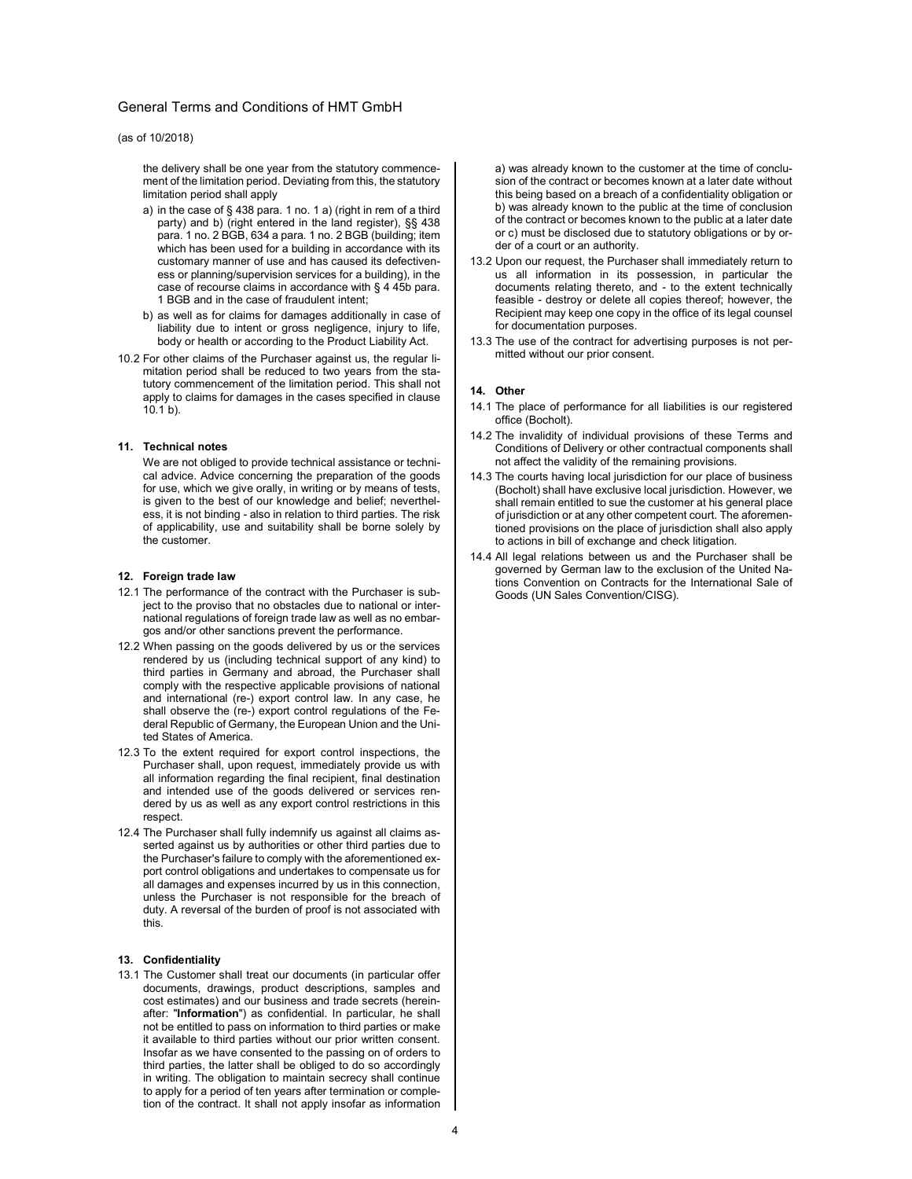the delivery shall be one year from the statutory commencement of the limitation period. Deviating from this, the statutory limitation period shall apply

a) in the case of § 438 para. 1 no. 1 a) (right in rem of a third party) and b) (right entered in the land register), §§ 438 para. 1 no. 2 BGB, 634 a para. 1 no. 2 BGB (building; item which has been used for a building in accordance with its customary manner of use and has caused its defectiveness or planning/supervision services for a building), in the case of recourse claims in accordance with § 4 45b para. 1 BGB and in the case of fraudulent intent;

b) as well as for claims for damages additionally in case of liability due to intent or gross negligence, injury to life, body or health or according to the Product Liability Act.

10.2 For other claims of the Purchaser against us, the regular limitation period shall be reduced to two years from the statutory commencement of the limitation period. This shall not apply to claims for damages in the cases specified in clause 10.1 b).

#### 11. Technical notes

We are not obliged to provide technical assistance or technical advice. Advice concerning the preparation of the goods for use, which we give orally, in writing or by means of tests, is given to the best of our knowledge and belief; nevertheless, it is not binding - also in relation to third parties. The risk of applicability, use and suitability shall be borne solely by the customer.

#### 12. Foreign trade law

12.1 The performance of the contract with the Purchaser is subject to the proviso that no obstacles due to national or international regulations of foreign trade law as well as no embargos and/or other sanctions prevent the performance.

12.2 When passing on the goods delivered by us or the services rendered by us (including technical support of any kind) to third parties in Germany and abroad, the Purchaser shall comply with the respective applicable provisions of national and international (re-) export control law. In any case, he shall observe the (re-) export control regulations of the Federal Republic of Germany, the European Union and the United States of America.

12.3 To the extent required for export control inspections, the Purchaser shall, upon request, immediately provide us with all information regarding the final recipient, final destination and intended use of the goods delivered or services rendered by us as well as any export control restrictions in this respect.

12.4 The Purchaser shall fully indemnify us against all claims asserted against us by authorities or other third parties due to the Purchaser's failure to comply with the aforementioned export control obligations and undertakes to compensate us for all damages and expenses incurred by us in this connection, unless the Purchaser is not responsible for the breach of duty. A reversal of the burden of proof is not associated with this.

#### 13. Confidentiality

13.1 The Customer shall treat our documents (in particular offer documents, drawings, product descriptions, samples and cost estimates) and our business and trade secrets (hereinafter: "**Information**") as confidential. In particular, he shall not be entitled to pass on information to third parties or make it available to third parties without our prior written consent. Insofar as we have consented to the passing on of orders to third parties, the latter shall be obliged to do so accordingly in writing. The obligation to maintain secrecy shall continue to apply for a period of ten years after termination or completion of the contract. It shall not apply insofar as information

a) was already known to the customer at the time of conclusion of the contract or becomes known at a later date without this being based on a breach of a confidentiality obligation or
b) was already known to the public at the time of conclusion of the contract or becomes known to the public at a later date or c) must be disclosed due to statutory obligations or by order of a court or an authority.

13.2 Upon our request, the Purchaser shall immediately return to us all information in its possession, in particular the documents relating thereto, and - to the extent technically feasible - destroy or delete all copies thereof; however, the Recipient may keep one copy in the office of its legal counsel for documentation purposes.

13.3 The use of the contract for advertising purposes is not permitted without our prior consent.

#### 14. Other

14.1 The place of performance for all liabilities is our registered office (Bocholt).

14.2 The invalidity of individual provisions of these Terms and Conditions of Delivery or other contractual components shall not affect the validity of the remaining provisions.

14.3 The courts having local jurisdiction for our place of business (Bocholt) shall have exclusive local jurisdiction. However, we shall remain entitled to sue the customer at his general place of jurisdiction or at any other competent court. The aforementioned provisions on the place of jurisdiction shall also apply to actions in bill of exchange and check litigation.

14.4 All legal relations between us and the Purchaser shall be governed by German law to the exclusion of the United Nations Convention on Contracts for the International Sale of Goods (UN Sales Convention/CISG).